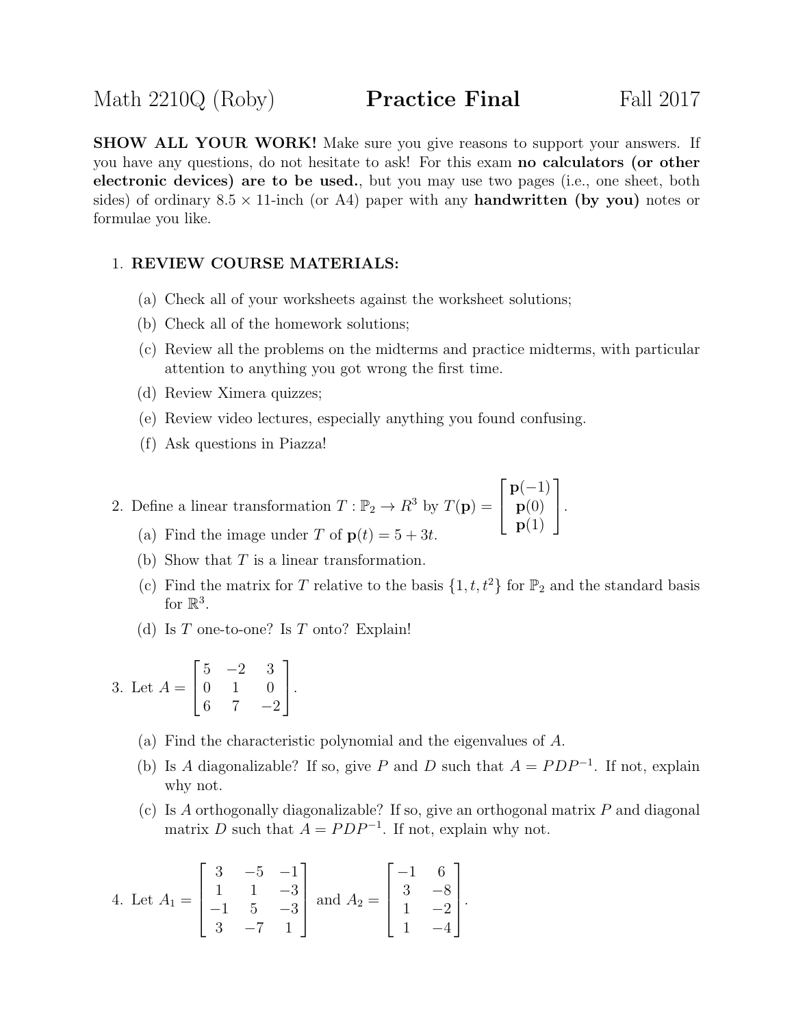Math 2210Q (Roby) **Practice Final** Fall 2017

**SHOW ALL YOUR WORK!** Make sure you give reasons to support your answers. If you have any questions, do not hesitate to ask! For this exam **no calculators (or other electronic devices) are to be used.**, but you may use two pages (i.e., one sheet, both sides) of ordinary $8.5 \times 11$-inch (or A4) paper with any **handwritten (by you)** notes or formulae you like.

1. **REVIEW COURSE MATERIALS:**

   (a) Check all of your worksheets against the worksheet solutions;

   (b) Check all of the homework solutions;

   (c) Review all the problems on the midterms and practice midterms, with particular attention to anything you got wrong the first time.

   (d) Review Ximera quizzes;

   (e) Review video lectures, especially anything you found confusing.

   (f) Ask questions in Piazza!

2. Define a linear transformation $T : \mathbb{P}_2 \to R^3$ by $T(\mathbf{p}) = \begin{bmatrix} \mathbf{p}(-1) \\ \mathbf{p}(0) \\ \mathbf{p}(1) \end{bmatrix}$.

   (a) Find the image under $T$ of $\mathbf{p}(t) = 5 + 3t$.

   (b) Show that $T$ is a linear transformation.

   (c) Find the matrix for $T$ relative to the basis $\{1, t, t^2\}$ for $\mathbb{P}_2$ and the standard basis for $\mathbb{R}^3$.

   (d) Is $T$ one-to-one? Is $T$ onto? Explain!

3. Let $A = \begin{bmatrix} 5 & -2 & 3 \\ 0 & 1 & 0 \\ 6 & 7 & -2 \end{bmatrix}$.

   (a) Find the characteristic polynomial and the eigenvalues of $A$.

   (b) Is $A$ diagonalizable? If so, give $P$ and $D$ such that $A = PDP^{-1}$. If not, explain why not.

   (c) Is $A$ orthogonally diagonalizable? If so, give an orthogonal matrix $P$ and diagonal matrix $D$ such that $A = PDP^{-1}$. If not, explain why not.

4. Let $A_1 = \begin{bmatrix} 3 & -5 & -1 \\ 1 & 1 & -3 \\ -1 & 5 & -3 \\ 3 & -7 & 1 \end{bmatrix}$ and $A_2 = \begin{bmatrix} -1 & 6 \\ 3 & -8 \\ 1 & -2 \\ 1 & -4 \end{bmatrix}$.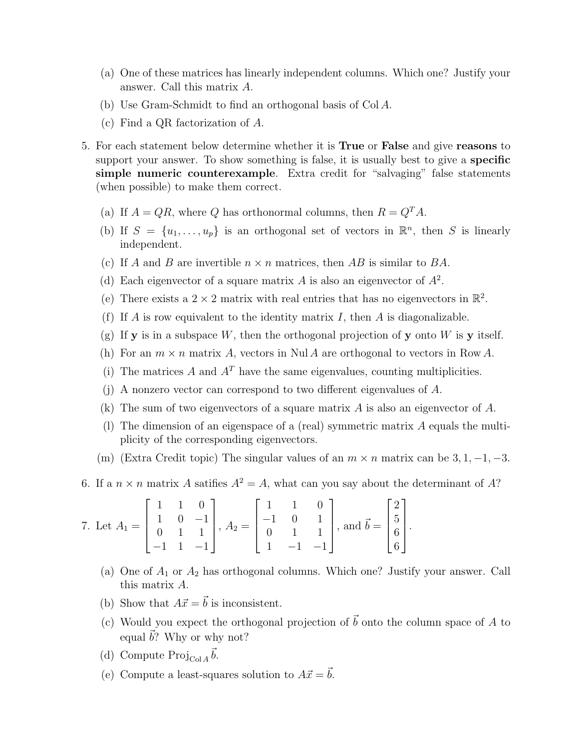(a) One of these matrices has linearly independent columns. Which one? Justify your answer. Call this matrix $A$.

(b) Use Gram-Schmidt to find an orthogonal basis of $\operatorname{Col} A$.

(c) Find a QR factorization of $A$.

5. For each statement below determine whether it is **True** or **False** and give **reasons** to support your answer. To show something is false, it is usually best to give a **specific simple numeric counterexample**. Extra credit for "salvaging" false statements (when possible) to make them correct.

   (a) If $A = QR$, where $Q$ has orthonormal columns, then $R = Q^T A$.

   (b) If $S = \{u_1, \ldots, u_p\}$ is an orthogonal set of vectors in $\mathbb{R}^n$, then $S$ is linearly independent.

   (c) If $A$ and $B$ are invertible $n \times n$ matrices, then $AB$ is similar to $BA$.

   (d) Each eigenvector of a square matrix $A$ is also an eigenvector of $A^2$.

   (e) There exists a $2 \times 2$ matrix with real entries that has no eigenvectors in $\mathbb{R}^2$.

   (f) If $A$ is row equivalent to the identity matrix $I$, then $A$ is diagonalizable.

   (g) If $\mathbf{y}$ is in a subspace $W$, then the orthogonal projection of $\mathbf{y}$ onto $W$ is $\mathbf{y}$ itself.

   (h) For an $m \times n$ matrix $A$, vectors in $\operatorname{Nul} A$ are orthogonal to vectors in $\operatorname{Row} A$.

   (i) The matrices $A$ and $A^T$ have the same eigenvalues, counting multiplicities.

   (j) A nonzero vector can correspond to two different eigenvalues of $A$.

   (k) The sum of two eigenvectors of a square matrix $A$ is also an eigenvector of $A$.

   (l) The dimension of an eigenspace of a (real) symmetric matrix $A$ equals the multiplicity of the corresponding eigenvectors.

   (m) (Extra Credit topic) The singular values of an $m \times n$ matrix can be $3, 1, -1, -3$.

6. If a $n \times n$ matrix $A$ satifies $A^2 = A$, what can you say about the determinant of $A$?

7. Let $A_1 = \begin{bmatrix} 1 & 1 & 0 \\ 1 & 0 & -1 \\ 0 & 1 & 1 \\ -1 & 1 & -1 \end{bmatrix}$, $A_2 = \begin{bmatrix} 1 & 1 & 0 \\ -1 & 0 & 1 \\ 0 & 1 & 1 \\ 1 & -1 & -1 \end{bmatrix}$, and $\vec{b} = \begin{bmatrix} 2 \\ 5 \\ 6 \\ 6 \end{bmatrix}$.

   (a) One of $A_1$ or $A_2$ has orthogonal columns. Which one? Justify your answer. Call this matrix $A$.

   (b) Show that $A\vec{x} = \vec{b}$ is inconsistent.

   (c) Would you expect the orthogonal projection of $\vec{b}$ onto the column space of $A$ to equal $\vec{b}$? Why or why not?

   (d) Compute $\operatorname{Proj}_{\operatorname{Col} A} \vec{b}$.

   (e) Compute a least-squares solution to $A\vec{x} = \vec{b}$.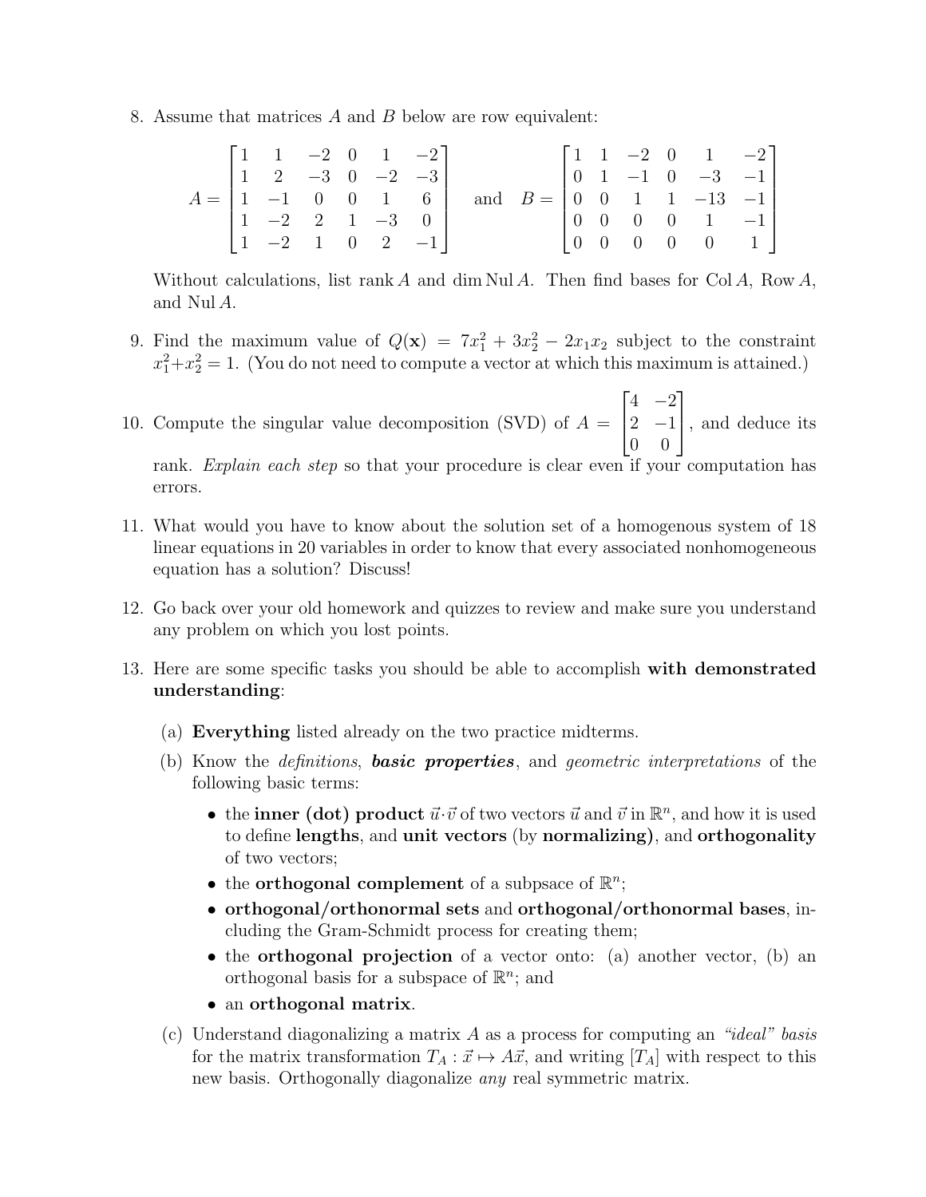8. Assume that matrices $A$ and $B$ below are row equivalent:

$$A = \begin{bmatrix} 1 & 1 & -2 & 0 & 1 & -2 \\ 1 & 2 & -3 & 0 & -2 & -3 \\ 1 & -1 & 0 & 0 & 1 & 6 \\ 1 & -2 & 2 & 1 & -3 & 0 \\ 1 & -2 & 1 & 0 & 2 & -1 \end{bmatrix} \quad \text{and} \quad B = \begin{bmatrix} 1 & 1 & -2 & 0 & 1 & -2 \\ 0 & 1 & -1 & 0 & -3 & -1 \\ 0 & 0 & 1 & 1 & -13 & -1 \\ 0 & 0 & 0 & 0 & 1 & -1 \\ 0 & 0 & 0 & 0 & 0 & 1 \end{bmatrix}$$

Without calculations, list $\operatorname{rank} A$ and $\dim \operatorname{Nul} A$. Then find bases for $\operatorname{Col} A$, $\operatorname{Row} A$, and $\operatorname{Nul} A$.

9. Find the maximum value of $Q(\mathbf{x}) = 7x_1^2 + 3x_2^2 - 2x_1x_2$ subject to the constraint $x_1^2+x_2^2 = 1$. (You do not need to compute a vector at which this maximum is attained.)

10. Compute the singular value decomposition (SVD) of $A = \begin{bmatrix} 4 & -2 \\ 2 & -1 \\ 0 & 0 \end{bmatrix}$, and deduce its rank. *Explain each step* so that your procedure is clear even if your computation has errors.

11. What would you have to know about the solution set of a homogenous system of 18 linear equations in 20 variables in order to know that every associated nonhomogeneous equation has a solution? Discuss!

12. Go back over your old homework and quizzes to review and make sure you understand any problem on which you lost points.

13. Here are some specific tasks you should be able to accomplish **with demonstrated understanding**:

    (a) **Everything** listed already on the two practice midterms.

    (b) Know the *definitions*, ***basic properties***, and *geometric interpretations* of the following basic terms:

    - the **inner (dot) product** $\vec{u}\cdot\vec{v}$ of two vectors $\vec{u}$ and $\vec{v}$ in $\mathbb{R}^n$, and how it is used to define **lengths**, and **unit vectors** (by **normalizing)**, and **orthogonality** of two vectors;
    - the **orthogonal complement** of a subpsace of $\mathbb{R}^n$;
    - **orthogonal/orthonormal sets** and **orthogonal/orthonormal bases**, including the Gram-Schmidt process for creating them;
    - the **orthogonal projection** of a vector onto: (a) another vector, (b) an orthogonal basis for a subspace of $\mathbb{R}^n$; and
    - an **orthogonal matrix**.

    (c) Understand diagonalizing a matrix $A$ as a process for computing an *"ideal" basis* for the matrix transformation $T_A : \vec{x} \mapsto A\vec{x}$, and writing $[T_A]$ with respect to this new basis. Orthogonally diagonalize *any* real symmetric matrix.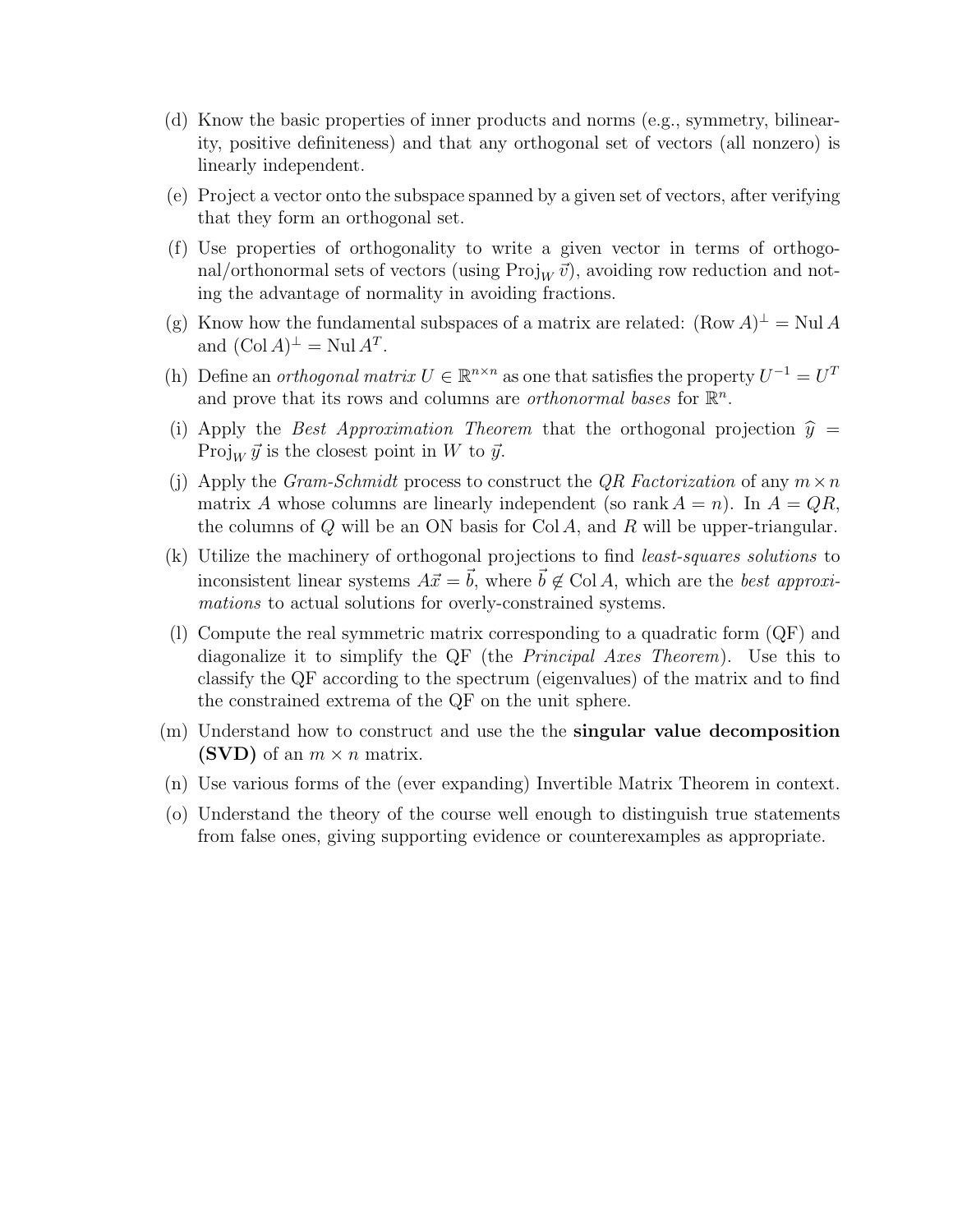(d) Know the basic properties of inner products and norms (e.g., symmetry, bilinearity, positive definiteness) and that any orthogonal set of vectors (all nonzero) is linearly independent.

(e) Project a vector onto the subspace spanned by a given set of vectors, after verifying that they form an orthogonal set.

(f) Use properties of orthogonality to write a given vector in terms of orthogonal/orthonormal sets of vectors (using $\operatorname{Proj}_W \vec{v}$), avoiding row reduction and noting the advantage of normality in avoiding fractions.

(g) Know how the fundamental subspaces of a matrix are related: $(\operatorname{Row} A)^\perp = \operatorname{Nul} A$ and $(\operatorname{Col} A)^\perp = \operatorname{Nul} A^T$.

(h) Define an *orthogonal matrix* $U \in \mathbb{R}^{n\times n}$ as one that satisfies the property $U^{-1} = U^T$ and prove that its rows and columns are *orthonormal bases* for $\mathbb{R}^n$.

(i) Apply the *Best Approximation Theorem* that the orthogonal projection $\widehat{y} = \operatorname{Proj}_W \vec{y}$ is the closest point in $W$ to $\vec{y}$.

(j) Apply the *Gram-Schmidt* process to construct the *QR Factorization* of any $m \times n$ matrix $A$ whose columns are linearly independent (so $\operatorname{rank} A = n$). In $A = QR$, the columns of $Q$ will be an ON basis for $\operatorname{Col} A$, and $R$ will be upper-triangular.

(k) Utilize the machinery of orthogonal projections to find *least-squares solutions* to inconsistent linear systems $A\vec{x} = \vec{b}$, where $\vec{b} \notin \operatorname{Col} A$, which are the *best approximations* to actual solutions for overly-constrained systems.

(l) Compute the real symmetric matrix corresponding to a quadratic form (QF) and diagonalize it to simplify the QF (the *Principal Axes Theorem*). Use this to classify the QF according to the spectrum (eigenvalues) of the matrix and to find the constrained extrema of the QF on the unit sphere.

(m) Understand how to construct and use the the **singular value decomposition (SVD)** of an $m \times n$ matrix.

(n) Use various forms of the (ever expanding) Invertible Matrix Theorem in context.

(o) Understand the theory of the course well enough to distinguish true statements from false ones, giving supporting evidence or counterexamples as appropriate.